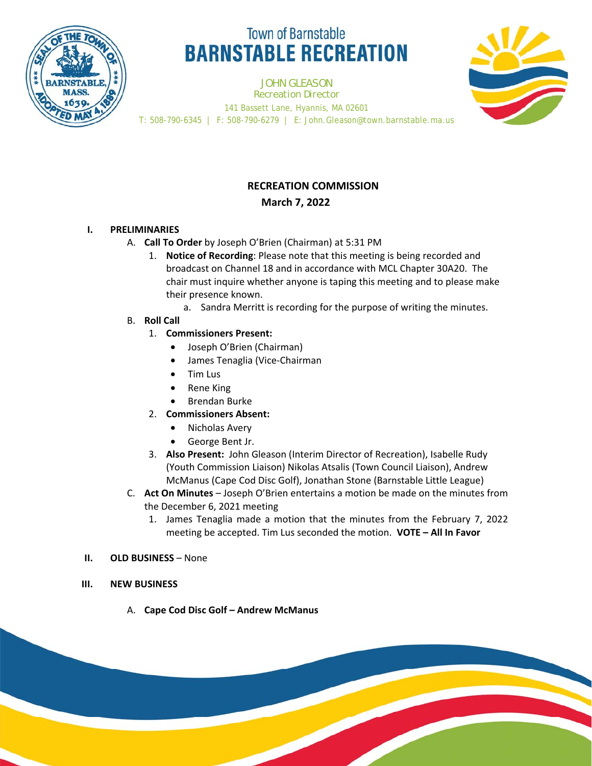Town of Barnstable

# BARNSTABLE RECREATION

JOHN GLEASON
Recreation Director
141 Bassett Lane, Hyannis, MA 02601
T: 508-790-6345 | F: 508-790-6279 | E: John.Gleason@town.barnstable.ma.us

## RECREATION COMMISSION
**March 7, 2022**

**I. PRELIMINARIES**

A. **Call To Order** by Joseph O'Brien (Chairman) at 5:31 PM

1. **Notice of Recording**: Please note that this meeting is being recorded and broadcast on Channel 18 and in accordance with MCL Chapter 30A20. The chair must inquire whether anyone is taping this meeting and to please make their presence known.
   a. Sandra Merritt is recording for the purpose of writing the minutes.

B. **Roll Call**

1. **Commissioners Present:**
   - Joseph O'Brien (Chairman)
   - James Tenaglia (Vice-Chairman
   - Tim Lus
   - Rene King
   - Brendan Burke
2. **Commissioners Absent:**
   - Nicholas Avery
   - George Bent Jr.
3. **Also Present:** John Gleason (Interim Director of Recreation), Isabelle Rudy (Youth Commission Liaison) Nikolas Atsalis (Town Council Liaison), Andrew McManus (Cape Cod Disc Golf), Jonathan Stone (Barnstable Little League)

C. **Act On Minutes** – Joseph O'Brien entertains a motion be made on the minutes from the December 6, 2021 meeting

1. James Tenaglia made a motion that the minutes from the February 7, 2022 meeting be accepted. Tim Lus seconded the motion. **VOTE – All In Favor**

**II. OLD BUSINESS** – None

**III. NEW BUSINESS**

A. **Cape Cod Disc Golf – Andrew McManus**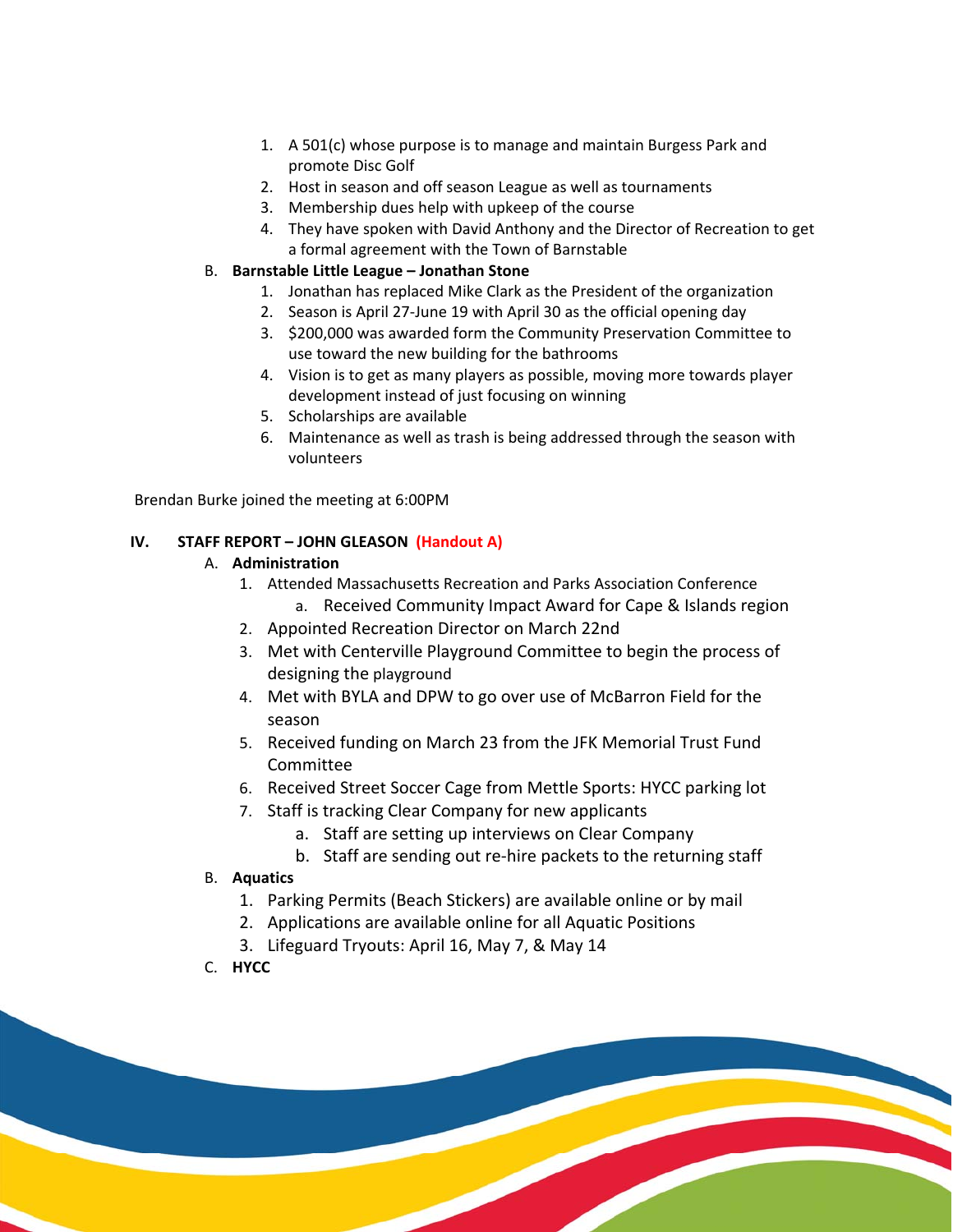1. A 501(c) whose purpose is to manage and maintain Burgess Park and promote Disc Golf
2. Host in season and off season League as well as tournaments
3. Membership dues help with upkeep of the course
4. They have spoken with David Anthony and the Director of Recreation to get a formal agreement with the Town of Barnstable

B. **Barnstable Little League – Jonathan Stone**

1. Jonathan has replaced Mike Clark as the President of the organization
2. Season is April 27-June 19 with April 30 as the official opening day
3. $200,000 was awarded form the Community Preservation Committee to use toward the new building for the bathrooms
4. Vision is to get as many players as possible, moving more towards player development instead of just focusing on winning
5. Scholarships are available
6. Maintenance as well as trash is being addressed through the season with volunteers

Brendan Burke joined the meeting at 6:00PM

## IV. STAFF REPORT – JOHN GLEASON (Handout A)

A. **Administration**

1. Attended Massachusetts Recreation and Parks Association Conference
   a. Received Community Impact Award for Cape & Islands region
2. Appointed Recreation Director on March 22nd
3. Met with Centerville Playground Committee to begin the process of designing the playground
4. Met with BYLA and DPW to go over use of McBarron Field for the season
5. Received funding on March 23 from the JFK Memorial Trust Fund Committee
6. Received Street Soccer Cage from Mettle Sports: HYCC parking lot
7. Staff is tracking Clear Company for new applicants
   a. Staff are setting up interviews on Clear Company
   b. Staff are sending out re-hire packets to the returning staff

B. **Aquatics**

1. Parking Permits (Beach Stickers) are available online or by mail
2. Applications are available online for all Aquatic Positions
3. Lifeguard Tryouts: April 16, May 7, & May 14

C. **HYCC**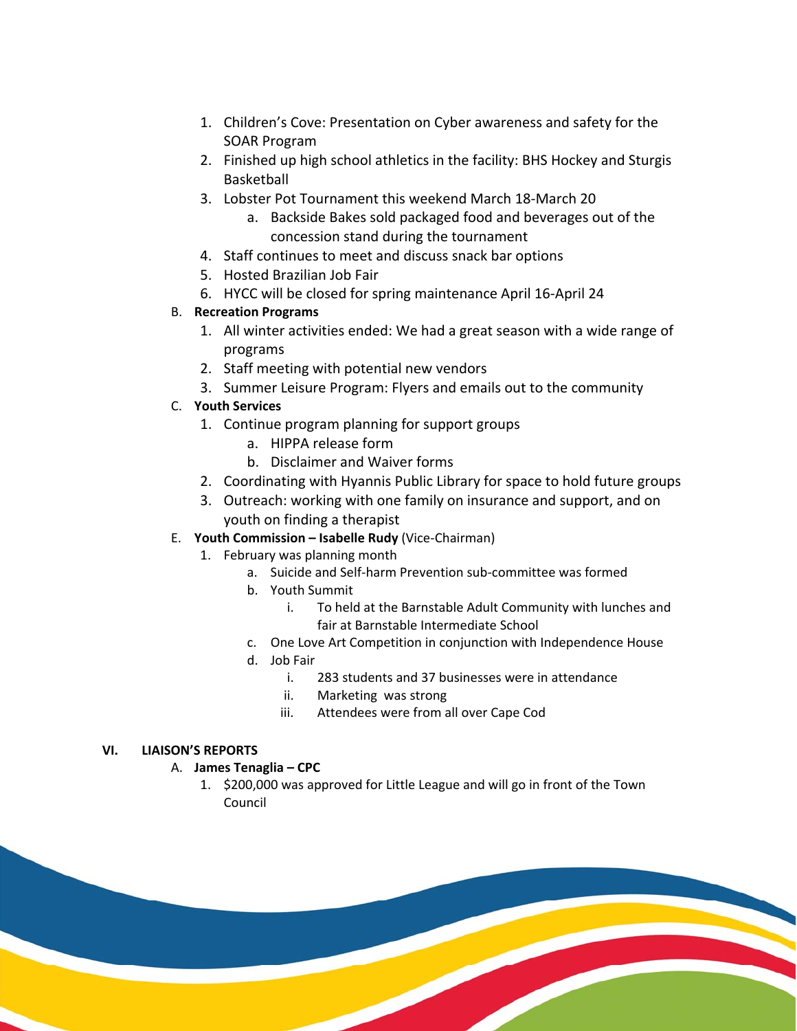1. Children's Cove: Presentation on Cyber awareness and safety for the SOAR Program
2. Finished up high school athletics in the facility: BHS Hockey and Sturgis Basketball
3. Lobster Pot Tournament this weekend March 18-March 20
   a. Backside Bakes sold packaged food and beverages out of the concession stand during the tournament
4. Staff continues to meet and discuss snack bar options
5. Hosted Brazilian Job Fair
6. HYCC will be closed for spring maintenance April 16-April 24

B. **Recreation Programs**

1. All winter activities ended: We had a great season with a wide range of programs
2. Staff meeting with potential new vendors
3. Summer Leisure Program: Flyers and emails out to the community

C. **Youth Services**

1. Continue program planning for support groups
   a. HIPPA release form
   b. Disclaimer and Waiver forms
2. Coordinating with Hyannis Public Library for space to hold future groups
3. Outreach: working with one family on insurance and support, and on youth on finding a therapist

E. **Youth Commission – Isabelle Rudy** (Vice-Chairman)

1. February was planning month
   a. Suicide and Self-harm Prevention sub-committee was formed
   b. Youth Summit
      i. To held at the Barnstable Adult Community with lunches and fair at Barnstable Intermediate School
   c. One Love Art Competition in conjunction with Independence House
   d. Job Fair
      i. 283 students and 37 businesses were in attendance
      ii. Marketing was strong
      iii. Attendees were from all over Cape Cod

## VI. LIAISON'S REPORTS

A. **James Tenaglia – CPC**

1. $200,000 was approved for Little League and will go in front of the Town Council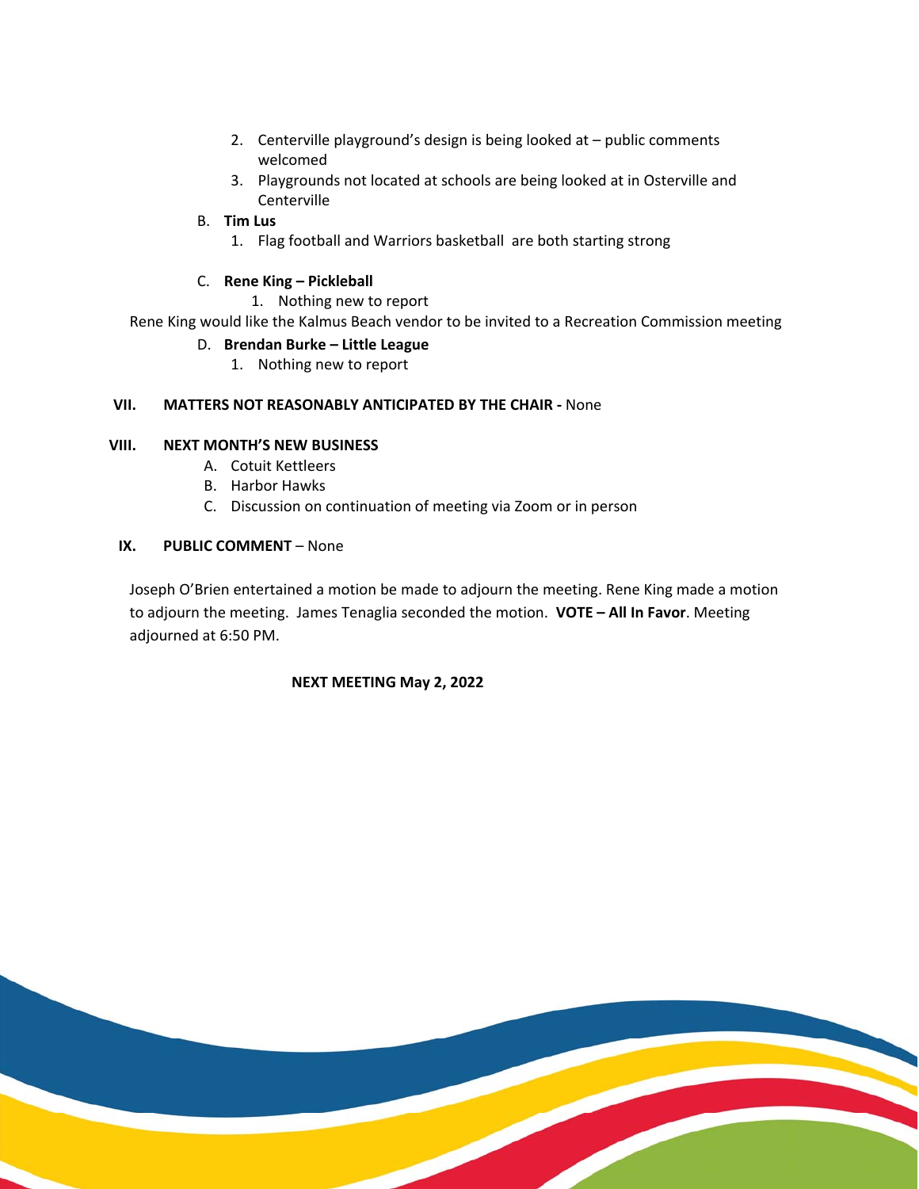2. Centerville playground's design is being looked at – public comments welcomed
3. Playgrounds not located at schools are being looked at in Osterville and Centerville

B. **Tim Lus**

1. Flag football and Warriors basketball are both starting strong

C. **Rene King – Pickleball**

1. Nothing new to report

Rene King would like the Kalmus Beach vendor to be invited to a Recreation Commission meeting

D. **Brendan Burke – Little League**

1. Nothing new to report

**VII. MATTERS NOT REASONABLY ANTICIPATED BY THE CHAIR -** None

**VIII. NEXT MONTH'S NEW BUSINESS**

A. Cotuit Kettleers
B. Harbor Hawks
C. Discussion on continuation of meeting via Zoom or in person

**IX. PUBLIC COMMENT** – None

Joseph O'Brien entertained a motion be made to adjourn the meeting. Rene King made a motion to adjourn the meeting. James Tenaglia seconded the motion. **VOTE – All In Favor**. Meeting adjourned at 6:50 PM.

**NEXT MEETING May 2, 2022**